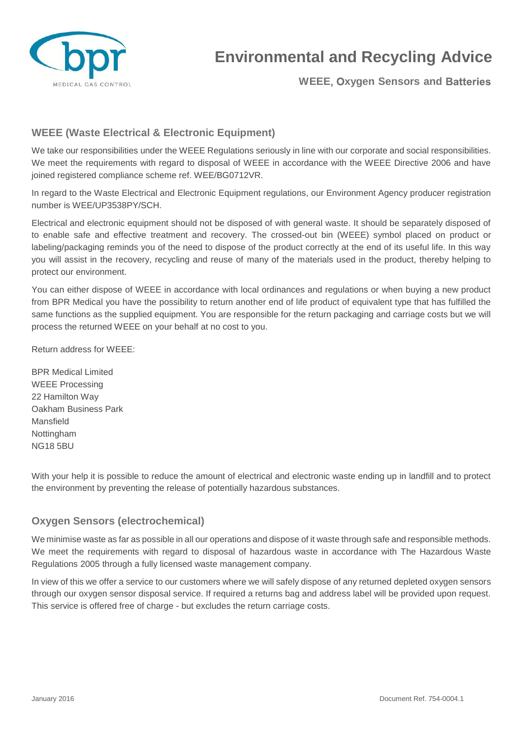# Environmental and Recycling Advice

**WEEE, Oxygen Sensors and Batteries**

## WEEE (Waste Electrical & Electronic Equipment)

We take our responsibilities under the WEEE Regulations seriously in line with our corporate and social responsibilities. We meet the requirements with regard to disposal of WEEE in accordance with the WEEE Directive 2006 and have joined registered compliance scheme ref. WEE/BG0712VR.

In regard to the Waste Electrical and Electronic Equipment regulations, our Environment Agency producer registration number is WEE/UP3538PY/SCH.

Electrical and electronic equipment should not be disposed of with general waste. It should be separately disposed of to enable safe and effective treatment and recovery. The crossed-out bin (WEEE) symbol placed on product or labeling/packaging reminds you of the need to dispose of the product correctly at the end of its useful life. In this way you will assist in the recovery, recycling and reuse of many of the materials used in the product, thereby helping to protect our environment.

You can either dispose of WEEE in accordance with local ordinances and regulations or when buying a new product from BPR Medical you have the possibility to return another end of life product of equivalent type that has fulfilled the same functions as the supplied equipment. You are responsible for the return packaging and carriage costs but we will process the returned WEEE on your behalf at no cost to you.

Return address for WEEE:

BPR Medical Limited
WEEE Processing
22 Hamilton Way
Oakham Business Park
Mansfield
Nottingham
NG18 5BU

With your help it is possible to reduce the amount of electrical and electronic waste ending up in landfill and to protect the environment by preventing the release of potentially hazardous substances.

## Oxygen Sensors (electrochemical)

We minimise waste as far as possible in all our operations and dispose of it waste through safe and responsible methods. We meet the requirements with regard to disposal of hazardous waste in accordance with The Hazardous Waste Regulations 2005 through a fully licensed waste management company.

In view of this we offer a service to our customers where we will safely dispose of any returned depleted oxygen sensors through our oxygen sensor disposal service. If required a returns bag and address label will be provided upon request. This service is offered free of charge - but excludes the return carriage costs.

January 2016 Document Ref. 754-0004.1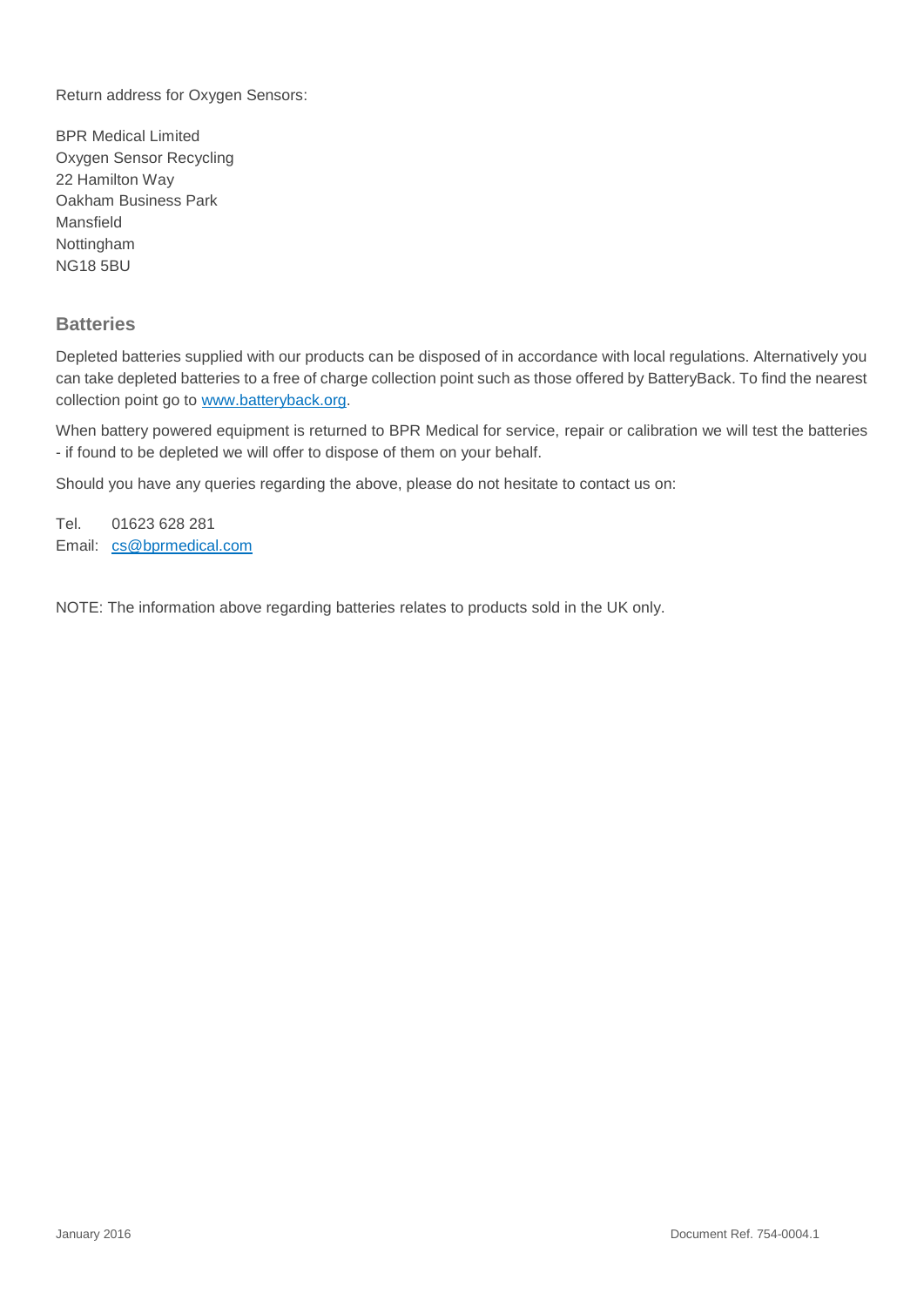Return address for Oxygen Sensors:

BPR Medical Limited
Oxygen Sensor Recycling
22 Hamilton Way
Oakham Business Park
Mansfield
Nottingham
NG18 5BU

## Batteries

Depleted batteries supplied with our products can be disposed of in accordance with local regulations. Alternatively you can take depleted batteries to a free of charge collection point such as those offered by BatteryBack. To find the nearest collection point go to www.batteryback.org.

When battery powered equipment is returned to BPR Medical for service, repair or calibration we will test the batteries - if found to be depleted we will offer to dispose of them on your behalf.

Should you have any queries regarding the above, please do not hesitate to contact us on:

Tel. 01623 628 281
Email: cs@bprmedical.com

NOTE: The information above regarding batteries relates to products sold in the UK only.

January 2016 Document Ref. 754-0004.1